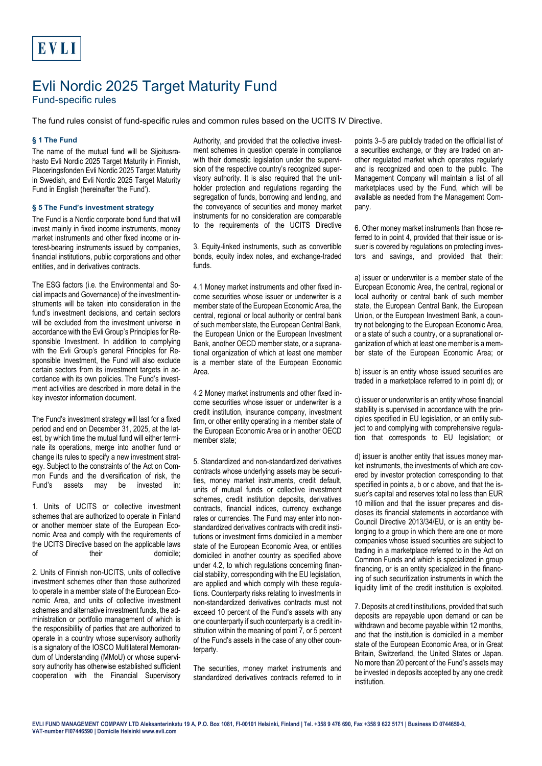EVLI

# Evli Nordic 2025 Target Maturity Fund

## Fund-specific rules

The fund rules consist of fund-specific rules and common rules based on the UCITS IV Directive.

### § 1 The Fund

The name of the mutual fund will be Sijoitusrahasto Evli Nordic 2025 Target Maturity in Finnish, Placeringsfonden Evli Nordic 2025 Target Maturity in Swedish, and Evli Nordic 2025 Target Maturity Fund in English (hereinafter 'the Fund').

### § 5 The Fund's investment strategy

The Fund is a Nordic corporate bond fund that will invest mainly in fixed income instruments, money market instruments and other fixed income or interest-bearing instruments issued by companies, financial institutions, public corporations and other entities, and in derivatives contracts.

The ESG factors (i.e. the Environmental and Social impacts and Governance) of the investment instruments will be taken into consideration in the fund's investment decisions, and certain sectors will be excluded from the investment universe in accordance with the Evli Group's Principles for Responsible Investment. In addition to complying with the Evli Group's general Principles for Responsible Investment, the Fund will also exclude certain sectors from its investment targets in accordance with its own policies. The Fund's investment activities are described in more detail in the key investor information document.

The Fund's investment strategy will last for a fixed period and end on December 31, 2025, at the latest, by which time the mutual fund will either terminate its operations, merge into another fund or change its rules to specify a new investment strategy. Subject to the constraints of the Act on Common Funds and the diversification of risk, the Fund's assets may be invested in:

1. Units of UCITS or collective investment schemes that are authorized to operate in Finland or another member state of the European Economic Area and comply with the requirements of the UCITS Directive based on the applicable laws of their domicile;

2. Units of Finnish non-UCITS, units of collective investment schemes other than those authorized to operate in a member state of the European Economic Area, and units of collective investment schemes and alternative investment funds, the administration or portfolio management of which is the responsibility of parties that are authorized to operate in a country whose supervisory authority is a signatory of the IOSCO Multilateral Memorandum of Understanding (MMoU) or whose supervisory authority has otherwise established sufficient cooperation with the Financial Supervisory Authority, and provided that the collective investment schemes in question operate in compliance with their domestic legislation under the supervision of the respective country's recognized supervisory authority. It is also required that the unitholder protection and regulations regarding the segregation of funds, borrowing and lending, and the conveyance of securities and money market instruments for no consideration are comparable to the requirements of the UCITS Directive

3. Equity-linked instruments, such as convertible bonds, equity index notes, and exchange-traded funds.

4.1 Money market instruments and other fixed income securities whose issuer or underwriter is a member state of the European Economic Area, the central, regional or local authority or central bank of such member state, the European Central Bank, the European Union or the European Investment Bank, another OECD member state, or a supranational organization of which at least one member is a member state of the European Economic Area.

4.2 Money market instruments and other fixed income securities whose issuer or underwriter is a credit institution, insurance company, investment firm, or other entity operating in a member state of the European Economic Area or in another OECD member state;

5. Standardized and non-standardized derivatives contracts whose underlying assets may be securities, money market instruments, credit default, units of mutual funds or collective investment schemes, credit institution deposits, derivatives contracts, financial indices, currency exchange rates or currencies. The Fund may enter into non-standardized derivatives contracts with credit institutions or investment firms domiciled in a member state of the European Economic Area, or entities domiciled in another country as specified above under 4.2, to which regulations concerning financial stability, corresponding with the EU legislation, are applied and which comply with these regulations. Counterparty risks relating to investments in non-standardized derivatives contracts must not exceed 10 percent of the Fund's assets with any one counterparty if such counterparty is a credit institution within the meaning of point 7, or 5 percent of the Fund's assets in the case of any other counterparty.

The securities, money market instruments and standardized derivatives contracts referred to in points 3–5 are publicly traded on the official list of a securities exchange, or they are traded on another regulated market which operates regularly and is recognized and open to the public. The Management Company will maintain a list of all marketplaces used by the Fund, which will be available as needed from the Management Company.

6. Other money market instruments than those referred to in point 4, provided that their issue or issuer is covered by regulations on protecting investors and savings, and provided that their:

a) issuer or underwriter is a member state of the European Economic Area, the central, regional or local authority or central bank of such member state, the European Central Bank, the European Union, or the European Investment Bank, a country not belonging to the European Economic Area, or a state of such a country, or a supranational organization of which at least one member is a member state of the European Economic Area; or

b) issuer is an entity whose issued securities are traded in a marketplace referred to in point d); or

c) issuer or underwriter is an entity whose financial stability is supervised in accordance with the principles specified in EU legislation, or an entity subject to and complying with comprehensive regulation that corresponds to EU legislation; or

d) issuer is another entity that issues money market instruments, the investments of which are covered by investor protection corresponding to that specified in points a, b or c above, and that the issuer's capital and reserves total no less than EUR 10 million and that the issuer prepares and discloses its financial statements in accordance with Council Directive 2013/34/EU, or is an entity belonging to a group in which there are one or more companies whose issued securities are subject to trading in a marketplace referred to in the Act on Common Funds and which is specialized in group financing, or is an entity specialized in the financing of such securitization instruments in which the liquidity limit of the credit institution is exploited.

7. Deposits at credit institutions, provided that such deposits are repayable upon demand or can be withdrawn and become payable within 12 months, and that the institution is domiciled in a member state of the European Economic Area, or in Great Britain, Switzerland, the United States or Japan. No more than 20 percent of the Fund's assets may be invested in deposits accepted by any one credit institution.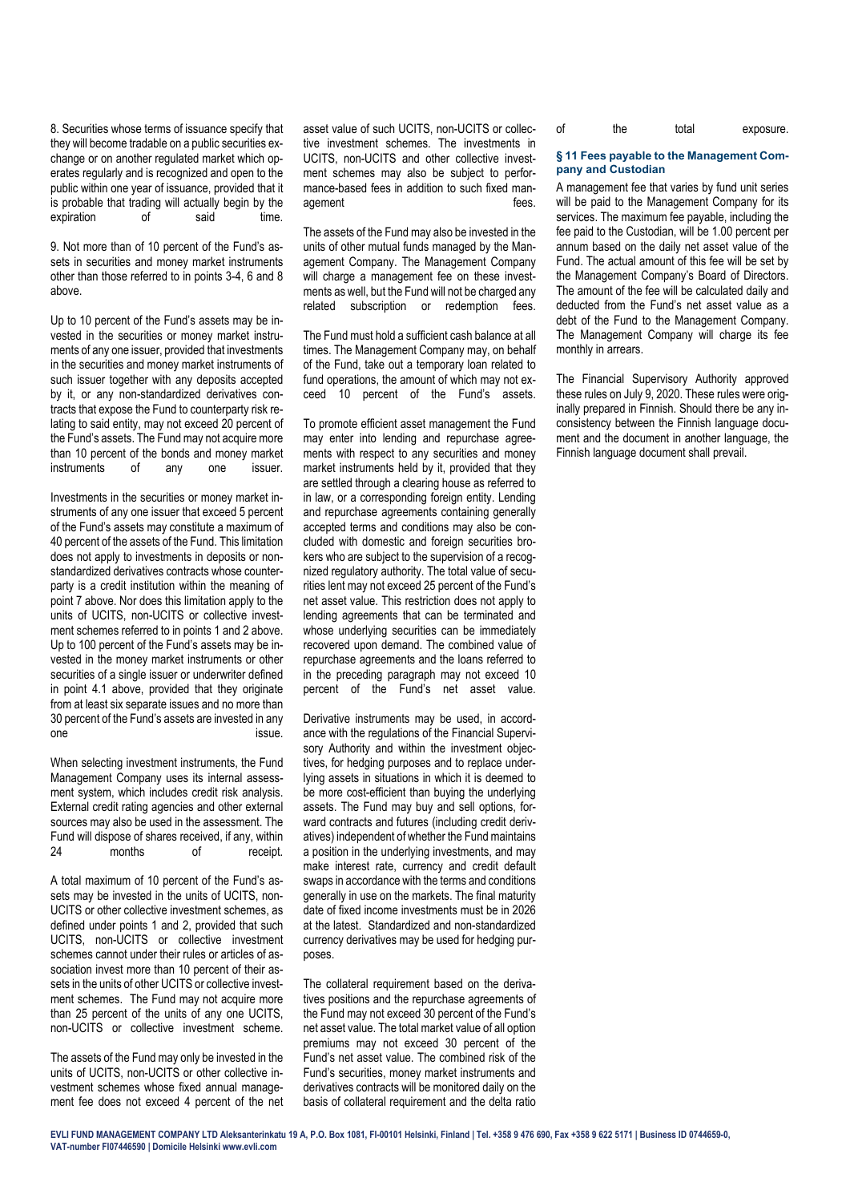8. Securities whose terms of issuance specify that they will become tradable on a public securities exchange or on another regulated market which operates regularly and is recognized and open to the public within one year of issuance, provided that it is probable that trading will actually begin by the expiration of said time.

9. Not more than of 10 percent of the Fund's assets in securities and money market instruments other than those referred to in points 3-4, 6 and 8 above.

Up to 10 percent of the Fund's assets may be invested in the securities or money market instruments of any one issuer, provided that investments in the securities and money market instruments of such issuer together with any deposits accepted by it, or any non-standardized derivatives contracts that expose the Fund to counterparty risk relating to said entity, may not exceed 20 percent of the Fund's assets. The Fund may not acquire more than 10 percent of the bonds and money market instruments of any one issuer.

Investments in the securities or money market instruments of any one issuer that exceed 5 percent of the Fund's assets may constitute a maximum of 40 percent of the assets of the Fund. This limitation does not apply to investments in deposits or non-standardized derivatives contracts whose counterparty is a credit institution within the meaning of point 7 above. Nor does this limitation apply to the units of UCITS, non-UCITS or collective investment schemes referred to in points 1 and 2 above. Up to 100 percent of the Fund's assets may be invested in the money market instruments or other securities of a single issuer or underwriter defined in point 4.1 above, provided that they originate from at least six separate issues and no more than 30 percent of the Fund's assets are invested in any one issue.

When selecting investment instruments, the Fund Management Company uses its internal assessment system, which includes credit risk analysis. External credit rating agencies and other external sources may also be used in the assessment. The Fund will dispose of shares received, if any, within 24 months of receipt.

A total maximum of 10 percent of the Fund's assets may be invested in the units of UCITS, non-UCITS or other collective investment schemes, as defined under points 1 and 2, provided that such UCITS, non-UCITS or collective investment schemes cannot under their rules or articles of association invest more than 10 percent of their assets in the units of other UCITS or collective investment schemes. The Fund may not acquire more than 25 percent of the units of any one UCITS, non-UCITS or collective investment scheme.

The assets of the Fund may only be invested in the units of UCITS, non-UCITS or other collective investment schemes whose fixed annual management fee does not exceed 4 percent of the net asset value of such UCITS, non-UCITS or collective investment schemes. The investments in UCITS, non-UCITS and other collective investment schemes may also be subject to performance-based fees in addition to such fixed management fees.

The assets of the Fund may also be invested in the units of other mutual funds managed by the Management Company. The Management Company will charge a management fee on these investments as well, but the Fund will not be charged any related subscription or redemption fees.

The Fund must hold a sufficient cash balance at all times. The Management Company may, on behalf of the Fund, take out a temporary loan related to fund operations, the amount of which may not exceed 10 percent of the Fund's assets.

To promote efficient asset management the Fund may enter into lending and repurchase agreements with respect to any securities and money market instruments held by it, provided that they are settled through a clearing house as referred to in law, or a corresponding foreign entity. Lending and repurchase agreements containing generally accepted terms and conditions may also be concluded with domestic and foreign securities brokers who are subject to the supervision of a recognized regulatory authority. The total value of securities lent may not exceed 25 percent of the Fund's net asset value. This restriction does not apply to lending agreements that can be terminated and whose underlying securities can be immediately recovered upon demand. The combined value of repurchase agreements and the loans referred to in the preceding paragraph may not exceed 10 percent of the Fund's net asset value.

Derivative instruments may be used, in accordance with the regulations of the Financial Supervisory Authority and within the investment objectives, for hedging purposes and to replace underlying assets in situations in which it is deemed to be more cost-efficient than buying the underlying assets. The Fund may buy and sell options, forward contracts and futures (including credit derivatives) independent of whether the Fund maintains a position in the underlying investments, and may make interest rate, currency and credit default swaps in accordance with the terms and conditions generally in use on the markets. The final maturity date of fixed income investments must be in 2026 at the latest. Standardized and non-standardized currency derivatives may be used for hedging purposes.

The collateral requirement based on the derivatives positions and the repurchase agreements of the Fund may not exceed 30 percent of the Fund's net asset value. The total market value of all option premiums may not exceed 30 percent of the Fund's net asset value. The combined risk of the Fund's securities, money market instruments and derivatives contracts will be monitored daily on the basis of collateral requirement and the delta ratio of the total exposure.

### § 11 Fees payable to the Management Company and Custodian

A management fee that varies by fund unit series will be paid to the Management Company for its services. The maximum fee payable, including the fee paid to the Custodian, will be 1.00 percent per annum based on the daily net asset value of the Fund. The actual amount of this fee will be set by the Management Company's Board of Directors. The amount of the fee will be calculated daily and deducted from the Fund's net asset value as a debt of the Fund to the Management Company. The Management Company will charge its fee monthly in arrears.

The Financial Supervisory Authority approved these rules on July 9, 2020. These rules were originally prepared in Finnish. Should there be any inconsistency between the Finnish language document and the document in another language, the Finnish language document shall prevail.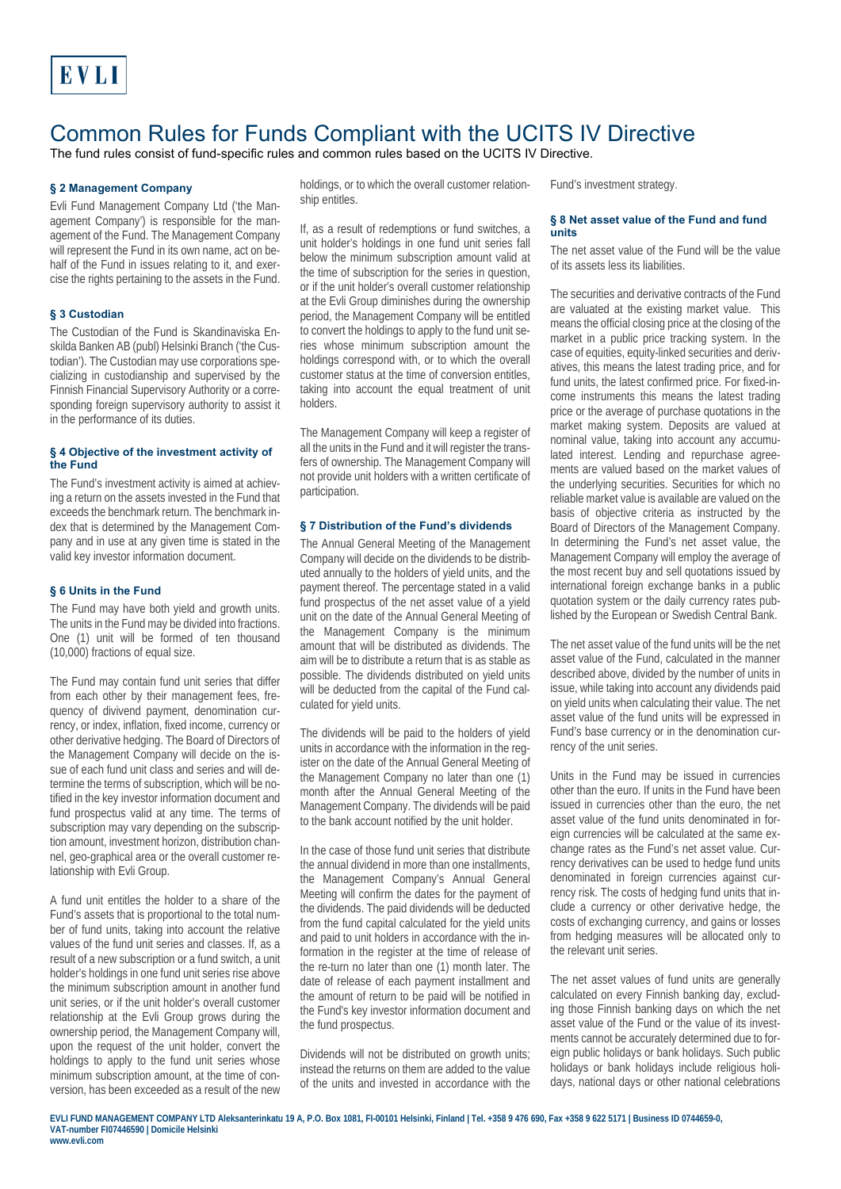# Common Rules for Funds Compliant with the UCITS IV Directive

The fund rules consist of fund-specific rules and common rules based on the UCITS IV Directive.

### § 2 Management Company

Evli Fund Management Company Ltd ('the Management Company') is responsible for the management of the Fund. The Management Company will represent the Fund in its own name, act on behalf of the Fund in issues relating to it, and exercise the rights pertaining to the assets in the Fund.

### § 3 Custodian

The Custodian of the Fund is Skandinaviska Enskilda Banken AB (publ) Helsinki Branch ('the Custodian'). The Custodian may use corporations specializing in custodianship and supervised by the Finnish Financial Supervisory Authority or a corresponding foreign supervisory authority to assist it in the performance of its duties.

### § 4 Objective of the investment activity of the Fund

The Fund's investment activity is aimed at achieving a return on the assets invested in the Fund that exceeds the benchmark return. The benchmark index that is determined by the Management Company and in use at any given time is stated in the valid key investor information document.

### § 6 Units in the Fund

The Fund may have both yield and growth units. The units in the Fund may be divided into fractions. One (1) unit will be formed of ten thousand (10,000) fractions of equal size.

The Fund may contain fund unit series that differ from each other by their management fees, frequency of divivend payment, denomination currency, or index, inflation, fixed income, currency or other derivative hedging. The Board of Directors of the Management Company will decide on the issue of each fund unit class and series and will determine the terms of subscription, which will be notified in the key investor information document and fund prospectus valid at any time. The terms of subscription may vary depending on the subscription amount, investment horizon, distribution channel, geo-graphical area or the overall customer relationship with Evli Group.

A fund unit entitles the holder to a share of the Fund's assets that is proportional to the total number of fund units, taking into account the relative values of the fund unit series and classes. If, as a result of a new subscription or a fund switch, a unit holder's holdings in one fund unit series rise above the minimum subscription amount in another fund unit series, or if the unit holder's overall customer relationship at the Evli Group grows during the ownership period, the Management Company will, upon the request of the unit holder, convert the holdings to apply to the fund unit series whose minimum subscription amount, at the time of conversion, has been exceeded as a result of the new holdings, or to which the overall customer relationship entitles.

If, as a result of redemptions or fund switches, a unit holder's holdings in one fund unit series fall below the minimum subscription amount valid at the time of subscription for the series in question, or if the unit holder's overall customer relationship at the Evli Group diminishes during the ownership period, the Management Company will be entitled to convert the holdings to apply to the fund unit series whose minimum subscription amount the holdings correspond with, or to which the overall customer status at the time of conversion entitles, taking into account the equal treatment of unit holders.

The Management Company will keep a register of all the units in the Fund and it will register the transfers of ownership. The Management Company will not provide unit holders with a written certificate of participation.

### § 7 Distribution of the Fund's dividends

The Annual General Meeting of the Management Company will decide on the dividends to be distributed annually to the holders of yield units, and the payment thereof. The percentage stated in a valid fund prospectus of the net asset value of a yield unit on the date of the Annual General Meeting of the Management Company is the minimum amount that will be distributed as dividends. The aim will be to distribute a return that is as stable as possible. The dividends distributed on yield units will be deducted from the capital of the Fund calculated for yield units.

The dividends will be paid to the holders of yield units in accordance with the information in the register on the date of the Annual General Meeting of the Management Company no later than one (1) month after the Annual General Meeting of the Management Company. The dividends will be paid to the bank account notified by the unit holder.

In the case of those fund unit series that distribute the annual dividend in more than one installments, the Management Company's Annual General Meeting will confirm the dates for the payment of the dividends. The paid dividends will be deducted from the fund capital calculated for the yield units and paid to unit holders in accordance with the information in the register at the time of release of the re-turn no later than one (1) month later. The date of release of each payment installment and the amount of return to be paid will be notified in the Fund's key investor information document and the fund prospectus.

Dividends will not be distributed on growth units; instead the returns on them are added to the value of the units and invested in accordance with the Fund's investment strategy.

### § 8 Net asset value of the Fund and fund units

The net asset value of the Fund will be the value of its assets less its liabilities.

The securities and derivative contracts of the Fund are valuated at the existing market value. This means the official closing price at the closing of the market in a public price tracking system. In the case of equities, equity-linked securities and derivatives, this means the latest trading price, and for fund units, the latest confirmed price. For fixed-income instruments this means the latest trading price or the average of purchase quotations in the market making system. Deposits are valued at nominal value, taking into account any accumulated interest. Lending and repurchase agreements are valued based on the market values of the underlying securities. Securities for which no reliable market value is available are valued on the basis of objective criteria as instructed by the Board of Directors of the Management Company. In determining the Fund's net asset value, the Management Company will employ the average of the most recent buy and sell quotations issued by international foreign exchange banks in a public quotation system or the daily currency rates published by the European or Swedish Central Bank.

The net asset value of the fund units will be the net asset value of the Fund, calculated in the manner described above, divided by the number of units in issue, while taking into account any dividends paid on yield units when calculating their value. The net asset value of the fund units will be expressed in Fund's base currency or in the denomination currency of the unit series.

Units in the Fund may be issued in currencies other than the euro. If units in the Fund have been issued in currencies other than the euro, the net asset value of the fund units denominated in foreign currencies will be calculated at the same exchange rates as the Fund's net asset value. Currency derivatives can be used to hedge fund units denominated in foreign currencies against currency risk. The costs of hedging fund units that include a currency or other derivative hedge, the costs of exchanging currency, and gains or losses from hedging measures will be allocated only to the relevant unit series.

The net asset values of fund units are generally calculated on every Finnish banking day, excluding those Finnish banking days on which the net asset value of the Fund or the value of its investments cannot be accurately determined due to foreign public holidays or bank holidays. Such public holidays or bank holidays include religious holidays, national days or other national celebrations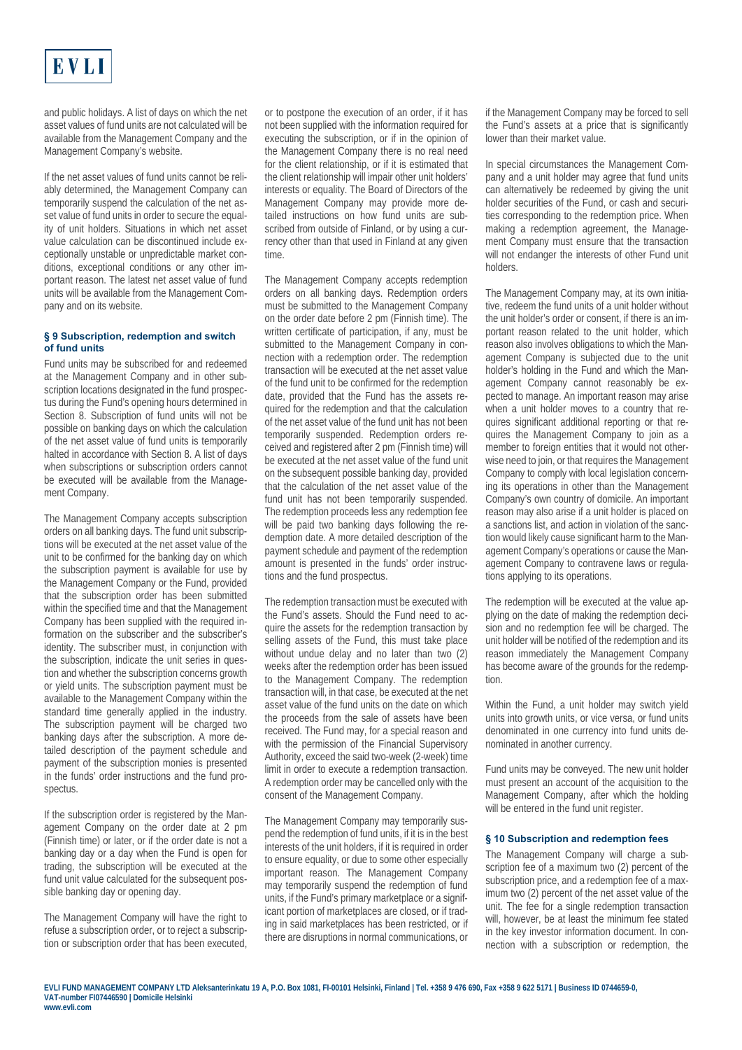and public holidays. A list of days on which the net asset values of fund units are not calculated will be available from the Management Company and the Management Company's website.

If the net asset values of fund units cannot be reliably determined, the Management Company can temporarily suspend the calculation of the net asset value of fund units in order to secure the equality of unit holders. Situations in which net asset value calculation can be discontinued include exceptionally unstable or unpredictable market conditions, exceptional conditions or any other important reason. The latest net asset value of fund units will be available from the Management Company and on its website.

### § 9 Subscription, redemption and switch of fund units

Fund units may be subscribed for and redeemed at the Management Company and in other subscription locations designated in the fund prospectus during the Fund's opening hours determined in Section 8. Subscription of fund units will not be possible on banking days on which the calculation of the net asset value of fund units is temporarily halted in accordance with Section 8. A list of days when subscriptions or subscription orders cannot be executed will be available from the Management Company.

The Management Company accepts subscription orders on all banking days. The fund unit subscriptions will be executed at the net asset value of the unit to be confirmed for the banking day on which the subscription payment is available for use by the Management Company or the Fund, provided that the subscription order has been submitted within the specified time and that the Management Company has been supplied with the required information on the subscriber and the subscriber's identity. The subscriber must, in conjunction with the subscription, indicate the unit series in question and whether the subscription concerns growth or yield units. The subscription payment must be available to the Management Company within the standard time generally applied in the industry. The subscription payment will be charged two banking days after the subscription. A more detailed description of the payment schedule and payment of the subscription monies is presented in the funds' order instructions and the fund prospectus.

If the subscription order is registered by the Management Company on the order date at 2 pm (Finnish time) or later, or if the order date is not a banking day or a day when the Fund is open for trading, the subscription will be executed at the fund unit value calculated for the subsequent possible banking day or opening day.

The Management Company will have the right to refuse a subscription order, or to reject a subscription or subscription order that has been executed, or to postpone the execution of an order, if it has not been supplied with the information required for executing the subscription, or if in the opinion of the Management Company there is no real need for the client relationship, or if it is estimated that the client relationship will impair other unit holders' interests or equality. The Board of Directors of the Management Company may provide more detailed instructions on how fund units are subscribed from outside of Finland, or by using a currency other than that used in Finland at any given time.

The Management Company accepts redemption orders on all banking days. Redemption orders must be submitted to the Management Company on the order date before 2 pm (Finnish time). The written certificate of participation, if any, must be submitted to the Management Company in connection with a redemption order. The redemption transaction will be executed at the net asset value of the fund unit to be confirmed for the redemption date, provided that the Fund has the assets required for the redemption and that the calculation of the net asset value of the fund unit has not been temporarily suspended. Redemption orders received and registered after 2 pm (Finnish time) will be executed at the net asset value of the fund unit on the subsequent possible banking day, provided that the calculation of the net asset value of the fund unit has not been temporarily suspended. The redemption proceeds less any redemption fee will be paid two banking days following the redemption date. A more detailed description of the payment schedule and payment of the redemption amount is presented in the funds' order instructions and the fund prospectus.

The redemption transaction must be executed with the Fund's assets. Should the Fund need to acquire the assets for the redemption transaction by selling assets of the Fund, this must take place without undue delay and no later than two (2) weeks after the redemption order has been issued to the Management Company. The redemption transaction will, in that case, be executed at the net asset value of the fund units on the date on which the proceeds from the sale of assets have been received. The Fund may, for a special reason and with the permission of the Financial Supervisory Authority, exceed the said two-week (2-week) time limit in order to execute a redemption transaction. A redemption order may be cancelled only with the consent of the Management Company.

The Management Company may temporarily suspend the redemption of fund units, if it is in the best interests of the unit holders, if it is required in order to ensure equality, or due to some other especially important reason. The Management Company may temporarily suspend the redemption of fund units, if the Fund's primary marketplace or a significant portion of marketplaces are closed, or if trading in said marketplaces has been restricted, or if there are disruptions in normal communications, or if the Management Company may be forced to sell the Fund's assets at a price that is significantly lower than their market value.

In special circumstances the Management Company and a unit holder may agree that fund units can alternatively be redeemed by giving the unit holder securities of the Fund, or cash and securities corresponding to the redemption price. When making a redemption agreement, the Management Company must ensure that the transaction will not endanger the interests of other Fund unit holders.

The Management Company may, at its own initiative, redeem the fund units of a unit holder without the unit holder's order or consent, if there is an important reason related to the unit holder, which reason also involves obligations to which the Management Company is subjected due to the unit holder's holding in the Fund and which the Management Company cannot reasonably be expected to manage. An important reason may arise when a unit holder moves to a country that requires significant additional reporting or that requires the Management Company to join as a member to foreign entities that it would not otherwise need to join, or that requires the Management Company to comply with local legislation concerning its operations in other than the Management Company's own country of domicile. An important reason may also arise if a unit holder is placed on a sanctions list, and action in violation of the sanction would likely cause significant harm to the Management Company's operations or cause the Management Company to contravene laws or regulations applying to its operations.

The redemption will be executed at the value applying on the date of making the redemption decision and no redemption fee will be charged. The unit holder will be notified of the redemption and its reason immediately the Management Company has become aware of the grounds for the redemption.

Within the Fund, a unit holder may switch yield units into growth units, or vice versa, or fund units denominated in one currency into fund units denominated in another currency.

Fund units may be conveyed. The new unit holder must present an account of the acquisition to the Management Company, after which the holding will be entered in the fund unit register.

### § 10 Subscription and redemption fees

The Management Company will charge a subscription fee of a maximum two (2) percent of the subscription price, and a redemption fee of a maximum two (2) percent of the net asset value of the unit. The fee for a single redemption transaction will, however, be at least the minimum fee stated in the key investor information document. In connection with a subscription or redemption, the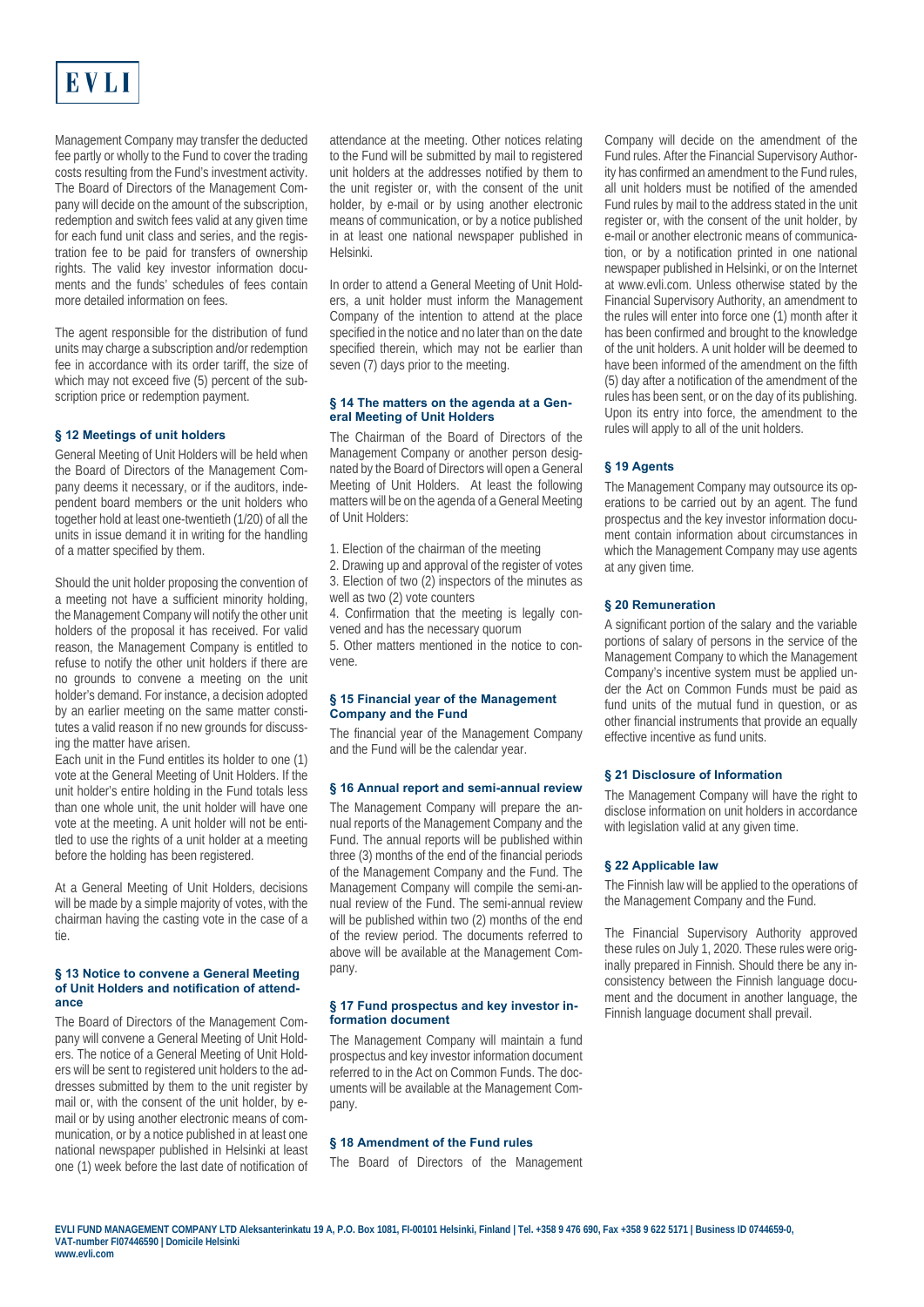Management Company may transfer the deducted fee partly or wholly to the Fund to cover the trading costs resulting from the Fund's investment activity. The Board of Directors of the Management Company will decide on the amount of the subscription, redemption and switch fees valid at any given time for each fund unit class and series, and the registration fee to be paid for transfers of ownership rights. The valid key investor information documents and the funds' schedules of fees contain more detailed information on fees.

The agent responsible for the distribution of fund units may charge a subscription and/or redemption fee in accordance with its order tariff, the size of which may not exceed five (5) percent of the subscription price or redemption payment.

#### § 12 Meetings of unit holders

General Meeting of Unit Holders will be held when the Board of Directors of the Management Company deems it necessary, or if the auditors, independent board members or the unit holders who together hold at least one-twentieth (1/20) of all the units in issue demand it in writing for the handling of a matter specified by them.

Should the unit holder proposing the convention of a meeting not have a sufficient minority holding, the Management Company will notify the other unit holders of the proposal it has received. For valid reason, the Management Company is entitled to refuse to notify the other unit holders if there are no grounds to convene a meeting on the unit holder's demand. For instance, a decision adopted by an earlier meeting on the same matter constitutes a valid reason if no new grounds for discussing the matter have arisen.

Each unit in the Fund entitles its holder to one (1) vote at the General Meeting of Unit Holders. If the unit holder's entire holding in the Fund totals less than one whole unit, the unit holder will have one vote at the meeting. A unit holder will not be entitled to use the rights of a unit holder at a meeting before the holding has been registered.

At a General Meeting of Unit Holders, decisions will be made by a simple majority of votes, with the chairman having the casting vote in the case of a tie.

#### § 13 Notice to convene a General Meeting of Unit Holders and notification of attendance

The Board of Directors of the Management Company will convene a General Meeting of Unit Holders. The notice of a General Meeting of Unit Holders will be sent to registered unit holders to the addresses submitted by them to the unit register by mail or, with the consent of the unit holder, by e-mail or by using another electronic means of communication, or by a notice published in at least one national newspaper published in Helsinki at least one (1) week before the last date of notification of attendance at the meeting. Other notices relating to the Fund will be submitted by mail to registered unit holders at the addresses notified by them to the unit register or, with the consent of the unit holder, by e-mail or by using another electronic means of communication, or by a notice published in at least one national newspaper published in Helsinki.

In order to attend a General Meeting of Unit Holders, a unit holder must inform the Management Company of the intention to attend at the place specified in the notice and no later than on the date specified therein, which may not be earlier than seven (7) days prior to the meeting.

#### § 14 The matters on the agenda at a General Meeting of Unit Holders

The Chairman of the Board of Directors of the Management Company or another person designated by the Board of Directors will open a General Meeting of Unit Holders. At least the following matters will be on the agenda of a General Meeting of Unit Holders:

1. Election of the chairman of the meeting
2. Drawing up and approval of the register of votes
3. Election of two (2) inspectors of the minutes as well as two (2) vote counters
4. Confirmation that the meeting is legally convened and has the necessary quorum
5. Other matters mentioned in the notice to convene.

#### § 15 Financial year of the Management Company and the Fund

The financial year of the Management Company and the Fund will be the calendar year.

#### § 16 Annual report and semi-annual review

The Management Company will prepare the annual reports of the Management Company and the Fund. The annual reports will be published within three (3) months of the end of the financial periods of the Management Company and the Fund. The Management Company will compile the semi-annual review of the Fund. The semi-annual review will be published within two (2) months of the end of the review period. The documents referred to above will be available at the Management Company.

#### § 17 Fund prospectus and key investor information document

The Management Company will maintain a fund prospectus and key investor information document referred to in the Act on Common Funds. The documents will be available at the Management Company.

#### § 18 Amendment of the Fund rules

The Board of Directors of the Management Company will decide on the amendment of the Fund rules. After the Financial Supervisory Authority has confirmed an amendment to the Fund rules, all unit holders must be notified of the amended Fund rules by mail to the address stated in the unit register or, with the consent of the unit holder, by e-mail or another electronic means of communication, or by a notification printed in one national newspaper published in Helsinki, or on the Internet at www.evli.com. Unless otherwise stated by the Financial Supervisory Authority, an amendment to the rules will enter into force one (1) month after it has been confirmed and brought to the knowledge of the unit holders. A unit holder will be deemed to have been informed of the amendment on the fifth (5) day after a notification of the amendment of the rules has been sent, or on the day of its publishing. Upon its entry into force, the amendment to the rules will apply to all of the unit holders.

#### § 19 Agents

The Management Company may outsource its operations to be carried out by an agent. The fund prospectus and the key investor information document contain information about circumstances in which the Management Company may use agents at any given time.

#### § 20 Remuneration

A significant portion of the salary and the variable portions of salary of persons in the service of the Management Company to which the Management Company's incentive system must be applied under the Act on Common Funds must be paid as fund units of the mutual fund in question, or as other financial instruments that provide an equally effective incentive as fund units.

#### § 21 Disclosure of Information

The Management Company will have the right to disclose information on unit holders in accordance with legislation valid at any given time.

#### § 22 Applicable law

The Finnish law will be applied to the operations of the Management Company and the Fund.

The Financial Supervisory Authority approved these rules on July 1, 2020. These rules were originally prepared in Finnish. Should there be any inconsistency between the Finnish language document and the document in another language, the Finnish language document shall prevail.